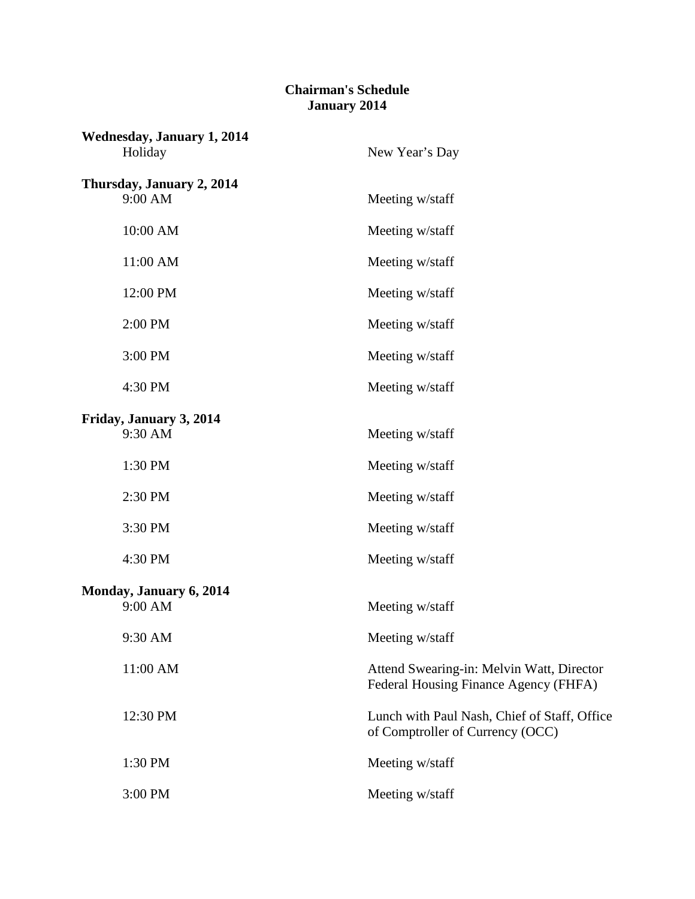# Chairman's Schedule
## January 2014

**Wednesday, January 1, 2014**

| | |
|---|---|
| Holiday | New Year's Day |

**Thursday, January 2, 2014**

| | |
|---|---|
| 9:00 AM | Meeting w/staff |
| 10:00 AM | Meeting w/staff |
| 11:00 AM | Meeting w/staff |
| 12:00 PM | Meeting w/staff |
| 2:00 PM | Meeting w/staff |
| 3:00 PM | Meeting w/staff |
| 4:30 PM | Meeting w/staff |

**Friday, January 3, 2014**

| | |
|---|---|
| 9:30 AM | Meeting w/staff |
| 1:30 PM | Meeting w/staff |
| 2:30 PM | Meeting w/staff |
| 3:30 PM | Meeting w/staff |
| 4:30 PM | Meeting w/staff |

**Monday, January 6, 2014**

| | |
|---|---|
| 9:00 AM | Meeting w/staff |
| 9:30 AM | Meeting w/staff |
| 11:00 AM | Attend Swearing-in: Melvin Watt, Director Federal Housing Finance Agency (FHFA) |
| 12:30 PM | Lunch with Paul Nash, Chief of Staff, Office of Comptroller of Currency (OCC) |
| 1:30 PM | Meeting w/staff |
| 3:00 PM | Meeting w/staff |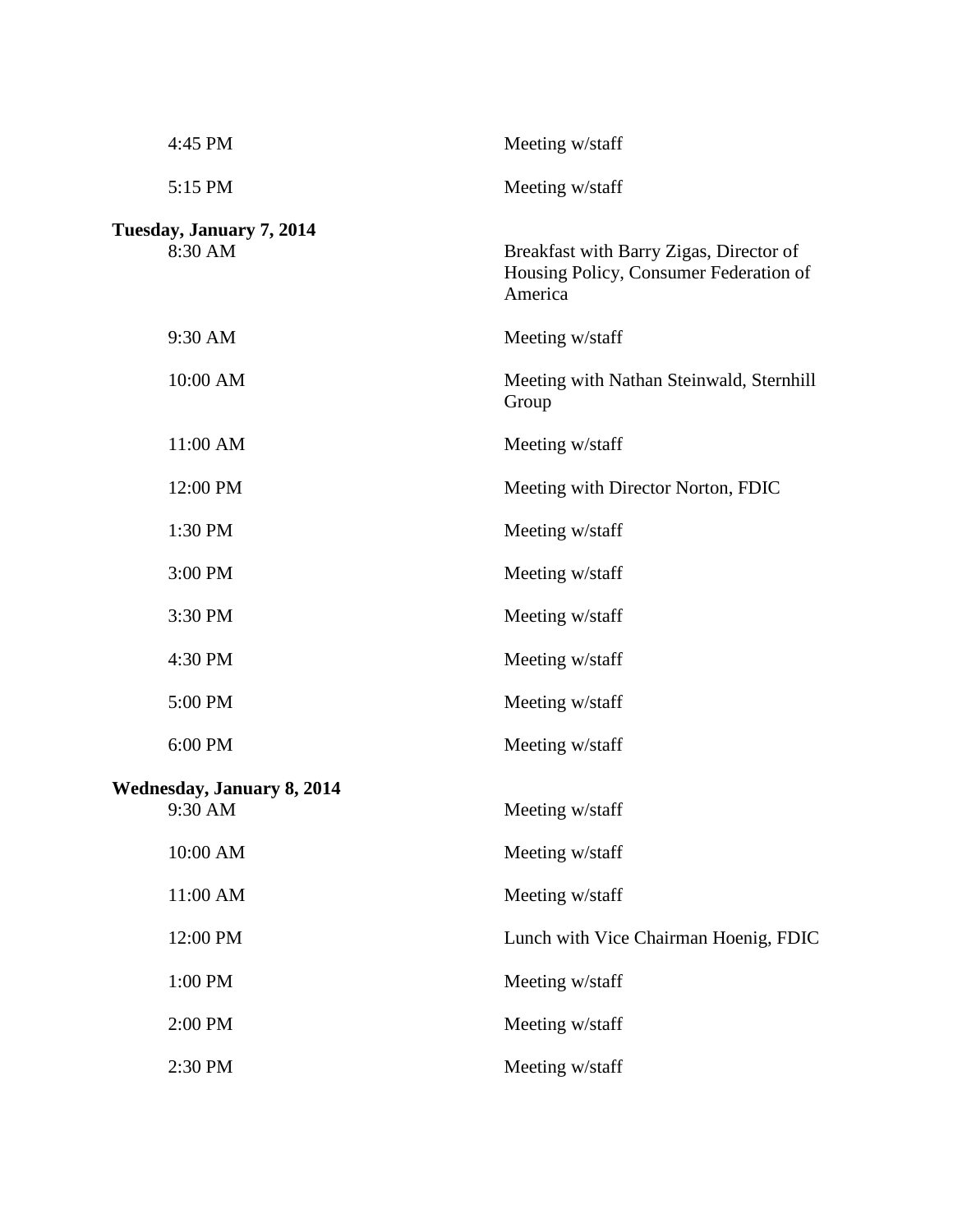| | |
|---|---|
| 4:45 PM | Meeting w/staff |
| 5:15 PM | Meeting w/staff |

**Tuesday, January 7, 2014**

| | |
|---|---|
| 8:30 AM | Breakfast with Barry Zigas, Director of Housing Policy, Consumer Federation of America |
| 9:30 AM | Meeting w/staff |
| 10:00 AM | Meeting with Nathan Steinwald, Sternhill Group |
| 11:00 AM | Meeting w/staff |
| 12:00 PM | Meeting with Director Norton, FDIC |
| 1:30 PM | Meeting w/staff |
| 3:00 PM | Meeting w/staff |
| 3:30 PM | Meeting w/staff |
| 4:30 PM | Meeting w/staff |
| 5:00 PM | Meeting w/staff |
| 6:00 PM | Meeting w/staff |

**Wednesday, January 8, 2014**

| | |
|---|---|
| 9:30 AM | Meeting w/staff |
| 10:00 AM | Meeting w/staff |
| 11:00 AM | Meeting w/staff |
| 12:00 PM | Lunch with Vice Chairman Hoenig, FDIC |
| 1:00 PM | Meeting w/staff |
| 2:00 PM | Meeting w/staff |
| 2:30 PM | Meeting w/staff |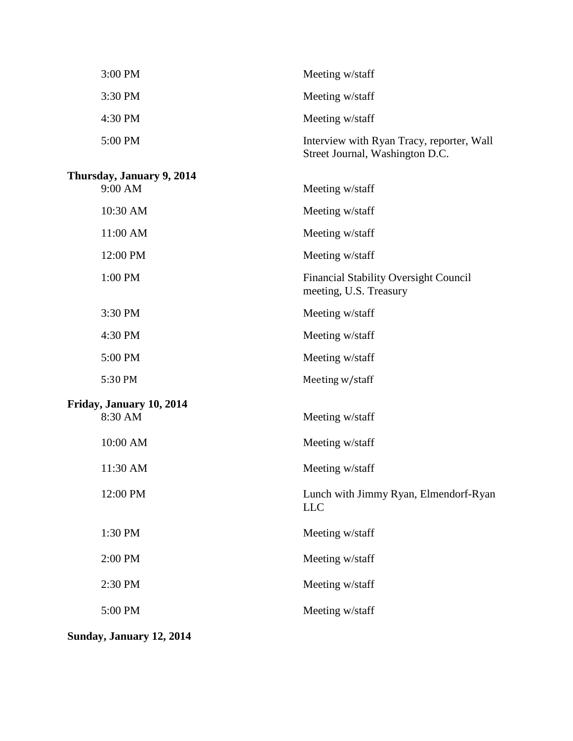| | |
|---|---|
| 3:00 PM | Meeting w/staff |
| 3:30 PM | Meeting w/staff |
| 4:30 PM | Meeting w/staff |
| 5:00 PM | Interview with Ryan Tracy, reporter, Wall Street Journal, Washington D.C. |

**Thursday, January 9, 2014**

| | |
|---|---|
| 9:00 AM | Meeting w/staff |
| 10:30 AM | Meeting w/staff |
| 11:00 AM | Meeting w/staff |
| 12:00 PM | Meeting w/staff |
| 1:00 PM | Financial Stability Oversight Council meeting, U.S. Treasury |
| 3:30 PM | Meeting w/staff |
| 4:30 PM | Meeting w/staff |
| 5:00 PM | Meeting w/staff |
| 5:30 PM | Meeting w/staff |

**Friday, January 10, 2014**

| | |
|---|---|
| 8:30 AM | Meeting w/staff |
| 10:00 AM | Meeting w/staff |
| 11:30 AM | Meeting w/staff |
| 12:00 PM | Lunch with Jimmy Ryan, Elmendorf-Ryan LLC |
| 1:30 PM | Meeting w/staff |
| 2:00 PM | Meeting w/staff |
| 2:30 PM | Meeting w/staff |
| 5:00 PM | Meeting w/staff |

**Sunday, January 12, 2014**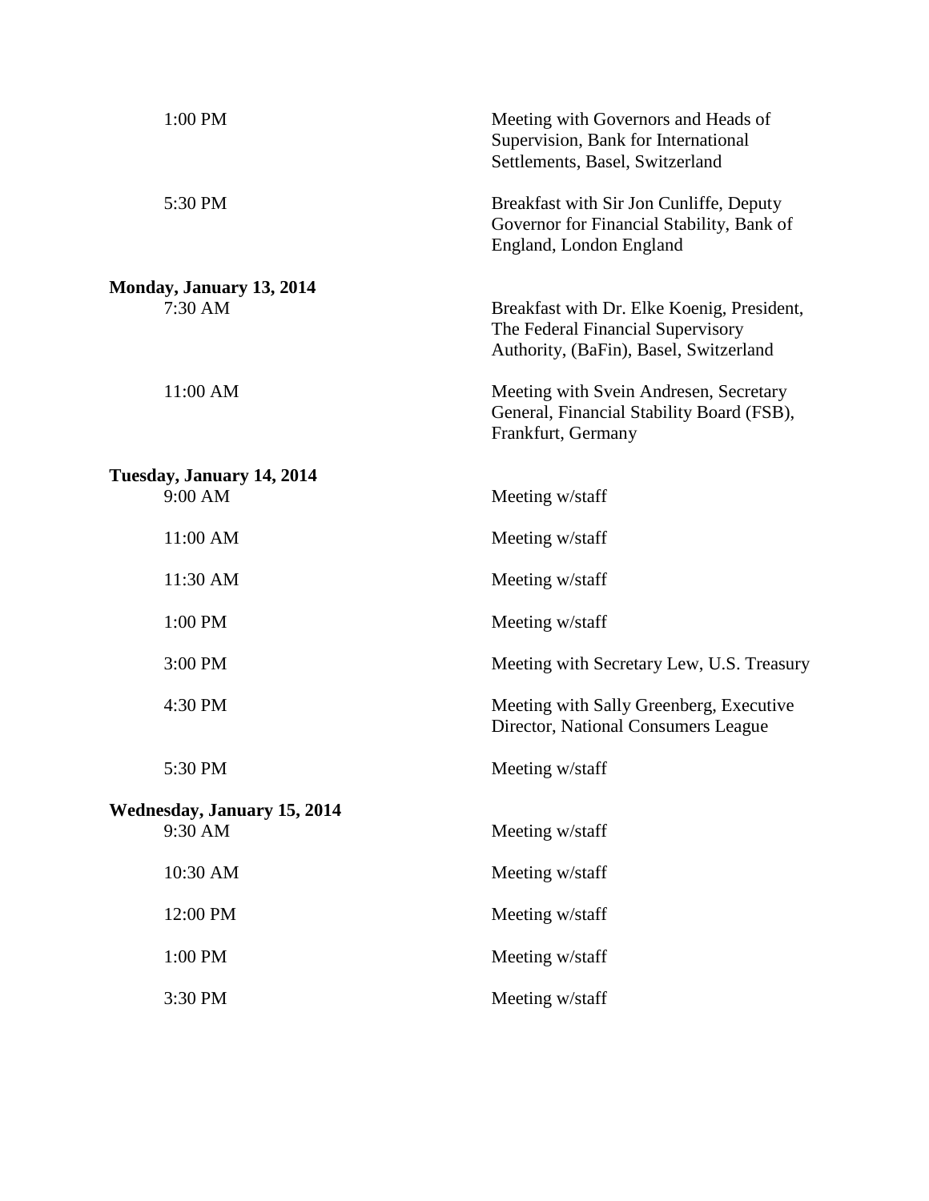| | |
|---|---|
| 1:00 PM | Meeting with Governors and Heads of Supervision, Bank for International Settlements, Basel, Switzerland |
| 5:30 PM | Breakfast with Sir Jon Cunliffe, Deputy Governor for Financial Stability, Bank of England, London England |

**Monday, January 13, 2014**

| | |
|---|---|
| 7:30 AM | Breakfast with Dr. Elke Koenig, President, The Federal Financial Supervisory Authority, (BaFin), Basel, Switzerland |
| 11:00 AM | Meeting with Svein Andresen, Secretary General, Financial Stability Board (FSB), Frankfurt, Germany |

**Tuesday, January 14, 2014**

| | |
|---|---|
| 9:00 AM | Meeting w/staff |
| 11:00 AM | Meeting w/staff |
| 11:30 AM | Meeting w/staff |
| 1:00 PM | Meeting w/staff |
| 3:00 PM | Meeting with Secretary Lew, U.S. Treasury |
| 4:30 PM | Meeting with Sally Greenberg, Executive Director, National Consumers League |
| 5:30 PM | Meeting w/staff |

**Wednesday, January 15, 2014**

| | |
|---|---|
| 9:30 AM | Meeting w/staff |
| 10:30 AM | Meeting w/staff |
| 12:00 PM | Meeting w/staff |
| 1:00 PM | Meeting w/staff |
| 3:30 PM | Meeting w/staff |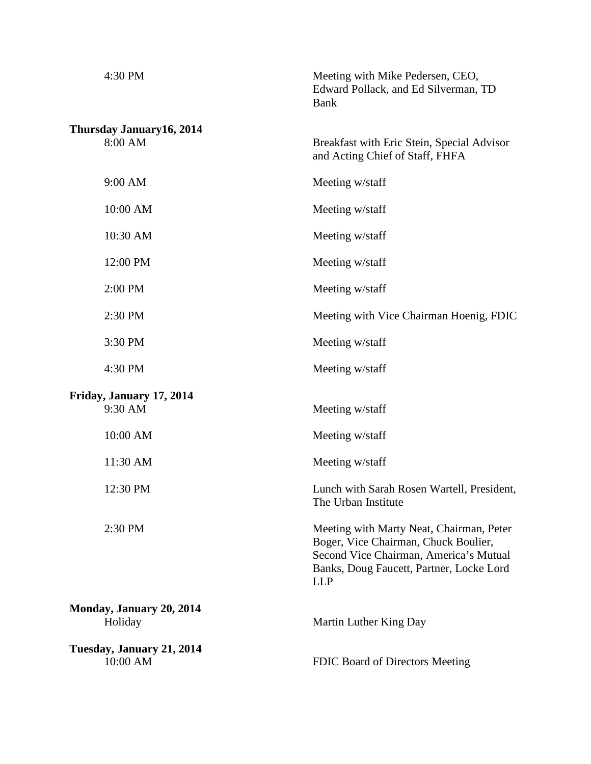| | |
|---|---|
| 4:30 PM | Meeting with Mike Pedersen, CEO, Edward Pollack, and Ed Silverman, TD Bank |

**Thursday January16, 2014**

| | |
|---|---|
| 8:00 AM | Breakfast with Eric Stein, Special Advisor and Acting Chief of Staff, FHFA |
| 9:00 AM | Meeting w/staff |
| 10:00 AM | Meeting w/staff |
| 10:30 AM | Meeting w/staff |
| 12:00 PM | Meeting w/staff |
| 2:00 PM | Meeting w/staff |
| 2:30 PM | Meeting with Vice Chairman Hoenig, FDIC |
| 3:30 PM | Meeting w/staff |
| 4:30 PM | Meeting w/staff |

**Friday, January 17, 2014**

| | |
|---|---|
| 9:30 AM | Meeting w/staff |
| 10:00 AM | Meeting w/staff |
| 11:30 AM | Meeting w/staff |
| 12:30 PM | Lunch with Sarah Rosen Wartell, President, The Urban Institute |
| 2:30 PM | Meeting with Marty Neat, Chairman, Peter Boger, Vice Chairman, Chuck Boulier, Second Vice Chairman, America's Mutual Banks, Doug Faucett, Partner, Locke Lord LLP |

**Monday, January 20, 2014**

| | |
|---|---|
| Holiday | Martin Luther King Day |

**Tuesday, January 21, 2014**

| | |
|---|---|
| 10:00 AM | FDIC Board of Directors Meeting |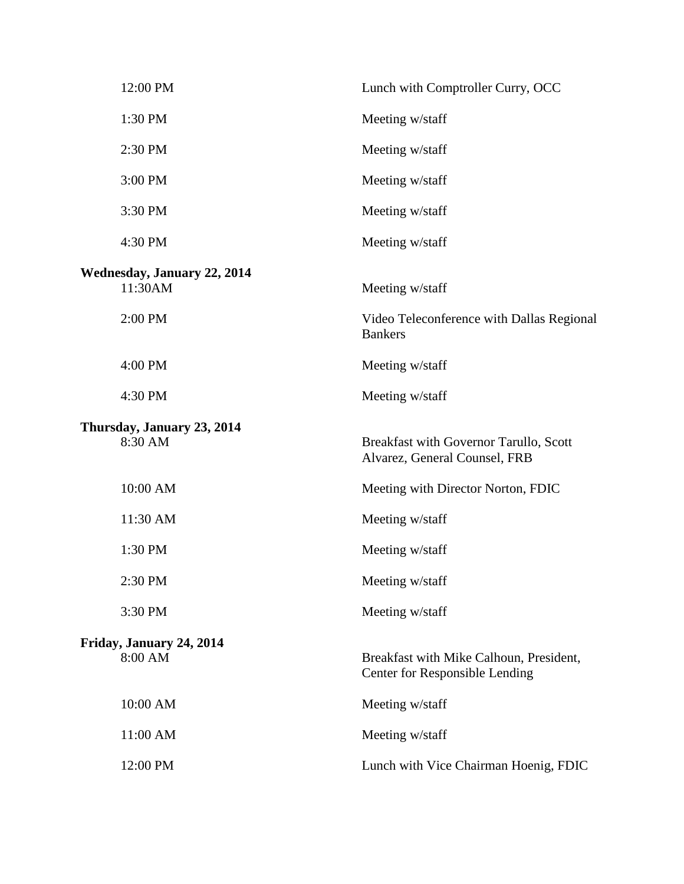| | |
|---|---|
| 12:00 PM | Lunch with Comptroller Curry, OCC |
| 1:30 PM | Meeting w/staff |
| 2:30 PM | Meeting w/staff |
| 3:00 PM | Meeting w/staff |
| 3:30 PM | Meeting w/staff |
| 4:30 PM | Meeting w/staff |

**Wednesday, January 22, 2014**

| | |
|---|---|
| 11:30AM | Meeting w/staff |
| 2:00 PM | Video Teleconference with Dallas Regional Bankers |
| 4:00 PM | Meeting w/staff |
| 4:30 PM | Meeting w/staff |

**Thursday, January 23, 2014**

| | |
|---|---|
| 8:30 AM | Breakfast with Governor Tarullo, Scott Alvarez, General Counsel, FRB |
| 10:00 AM | Meeting with Director Norton, FDIC |
| 11:30 AM | Meeting w/staff |
| 1:30 PM | Meeting w/staff |
| 2:30 PM | Meeting w/staff |
| 3:30 PM | Meeting w/staff |

**Friday, January 24, 2014**

| | |
|---|---|
| 8:00 AM | Breakfast with Mike Calhoun, President, Center for Responsible Lending |
| 10:00 AM | Meeting w/staff |
| 11:00 AM | Meeting w/staff |
| 12:00 PM | Lunch with Vice Chairman Hoenig, FDIC |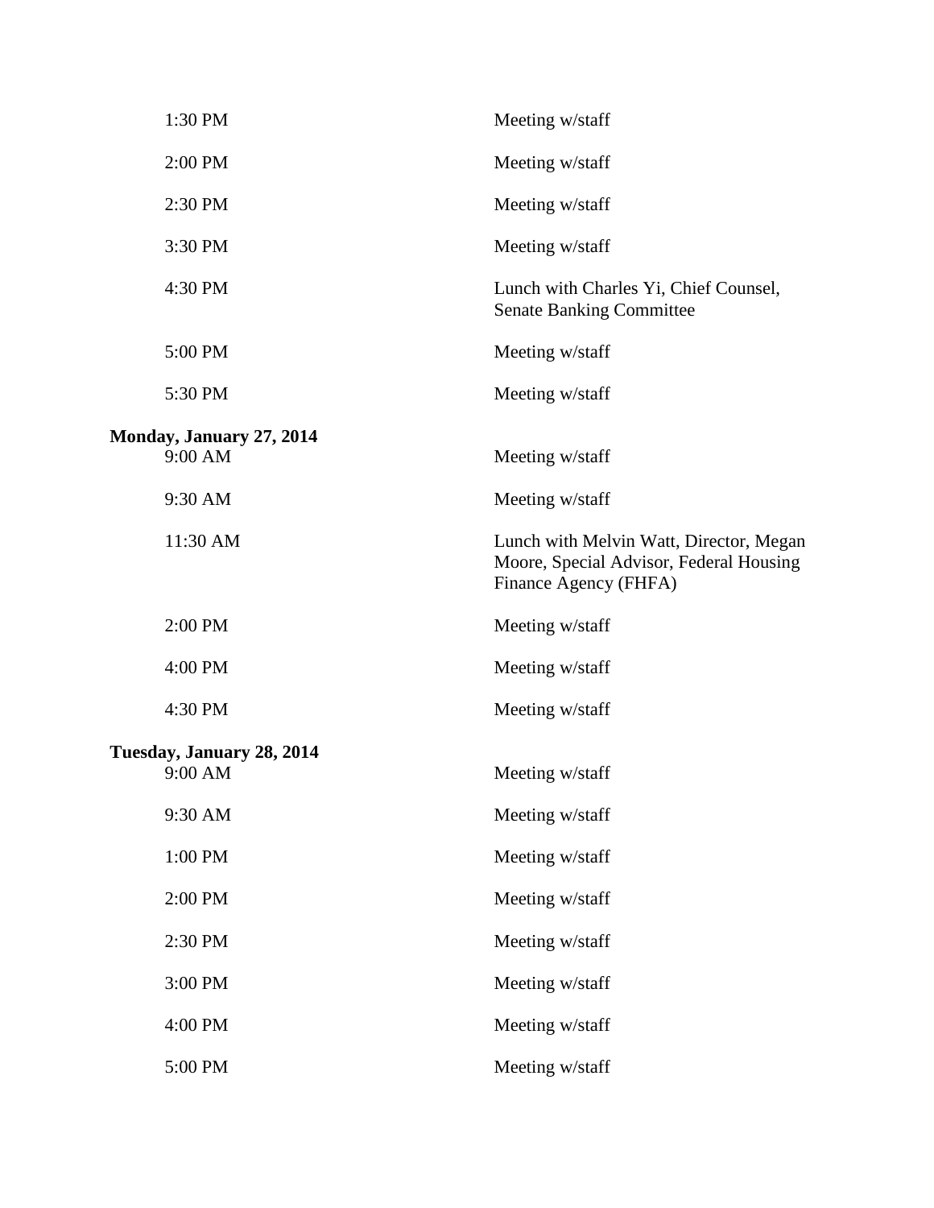| | |
|---|---|
| 1:30 PM | Meeting w/staff |
| 2:00 PM | Meeting w/staff |
| 2:30 PM | Meeting w/staff |
| 3:30 PM | Meeting w/staff |
| 4:30 PM | Lunch with Charles Yi, Chief Counsel, Senate Banking Committee |
| 5:00 PM | Meeting w/staff |
| 5:30 PM | Meeting w/staff |

**Monday, January 27, 2014**

| | |
|---|---|
| 9:00 AM | Meeting w/staff |
| 9:30 AM | Meeting w/staff |
| 11:30 AM | Lunch with Melvin Watt, Director, Megan Moore, Special Advisor, Federal Housing Finance Agency (FHFA) |
| 2:00 PM | Meeting w/staff |
| 4:00 PM | Meeting w/staff |
| 4:30 PM | Meeting w/staff |

**Tuesday, January 28, 2014**

| | |
|---|---|
| 9:00 AM | Meeting w/staff |
| 9:30 AM | Meeting w/staff |
| 1:00 PM | Meeting w/staff |
| 2:00 PM | Meeting w/staff |
| 2:30 PM | Meeting w/staff |
| 3:00 PM | Meeting w/staff |
| 4:00 PM | Meeting w/staff |
| 5:00 PM | Meeting w/staff |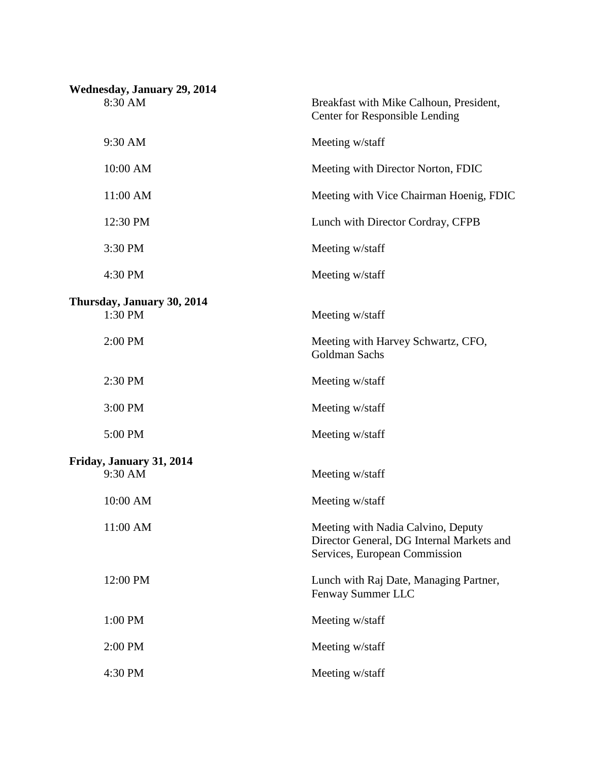**Wednesday, January 29, 2014**

| | |
|---|---|
| 8:30 AM | Breakfast with Mike Calhoun, President, Center for Responsible Lending |
| 9:30 AM | Meeting w/staff |
| 10:00 AM | Meeting with Director Norton, FDIC |
| 11:00 AM | Meeting with Vice Chairman Hoenig, FDIC |
| 12:30 PM | Lunch with Director Cordray, CFPB |
| 3:30 PM | Meeting w/staff |
| 4:30 PM | Meeting w/staff |

**Thursday, January 30, 2014**

| | |
|---|---|
| 1:30 PM | Meeting w/staff |
| 2:00 PM | Meeting with Harvey Schwartz, CFO, Goldman Sachs |
| 2:30 PM | Meeting w/staff |
| 3:00 PM | Meeting w/staff |
| 5:00 PM | Meeting w/staff |

**Friday, January 31, 2014**

| | |
|---|---|
| 9:30 AM | Meeting w/staff |
| 10:00 AM | Meeting w/staff |
| 11:00 AM | Meeting with Nadia Calvino, Deputy Director General, DG Internal Markets and Services, European Commission |
| 12:00 PM | Lunch with Raj Date, Managing Partner, Fenway Summer LLC |
| 1:00 PM | Meeting w/staff |
| 2:00 PM | Meeting w/staff |
| 4:30 PM | Meeting w/staff |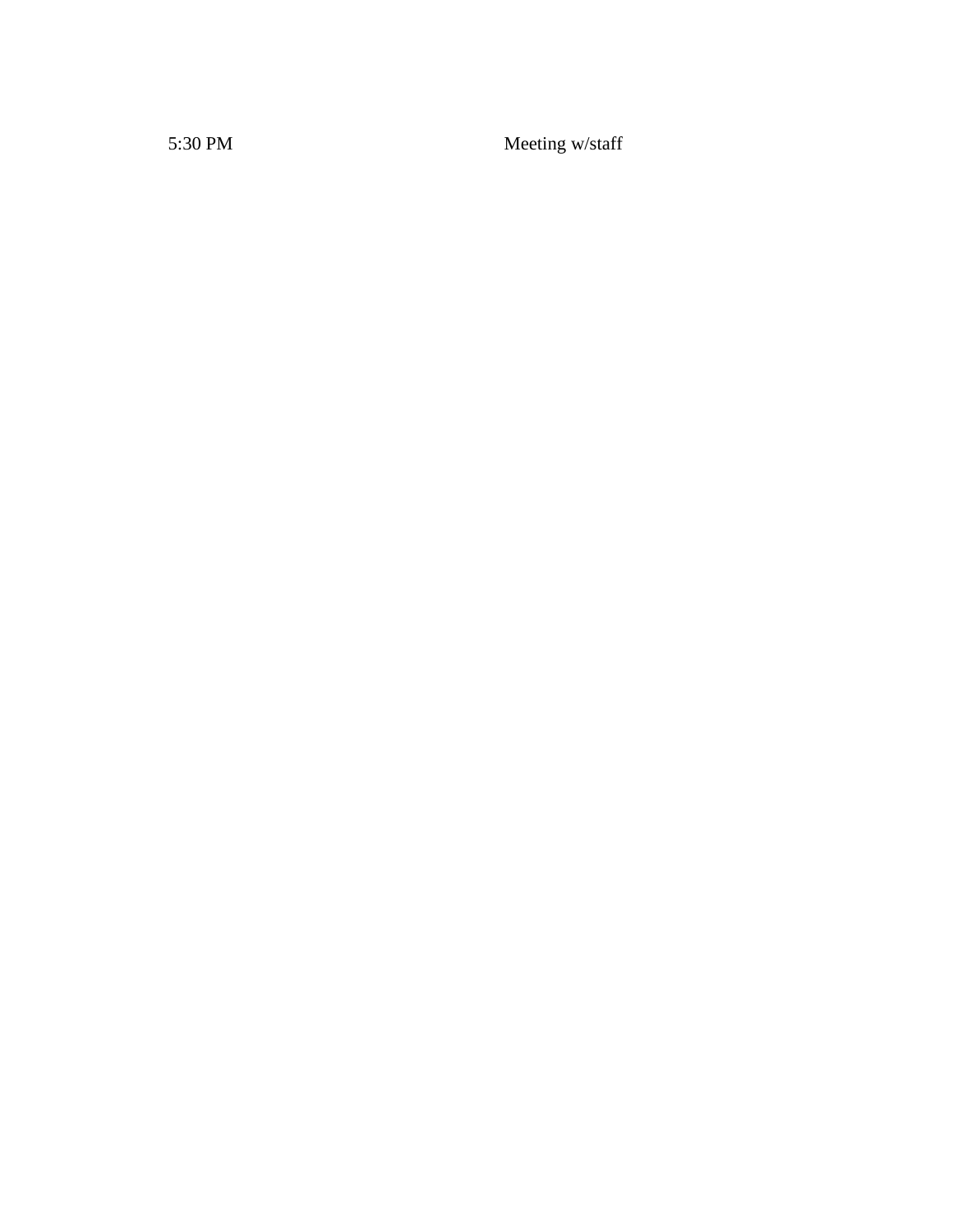| | |
|---|---|
| 5:30 PM | Meeting w/staff |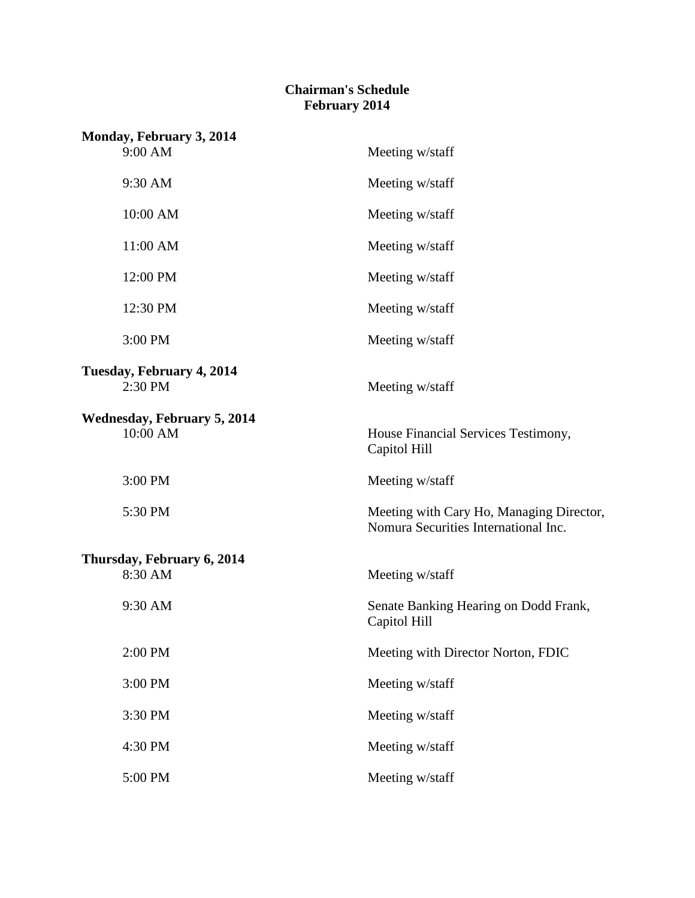# Chairman's Schedule
## February 2014

**Monday, February 3, 2014**

| | |
|---|---|
| 9:00 AM | Meeting w/staff |
| 9:30 AM | Meeting w/staff |
| 10:00 AM | Meeting w/staff |
| 11:00 AM | Meeting w/staff |
| 12:00 PM | Meeting w/staff |
| 12:30 PM | Meeting w/staff |
| 3:00 PM | Meeting w/staff |

**Tuesday, February 4, 2014**

| | |
|---|---|
| 2:30 PM | Meeting w/staff |

**Wednesday, February 5, 2014**

| | |
|---|---|
| 10:00 AM | House Financial Services Testimony, Capitol Hill |
| 3:00 PM | Meeting w/staff |
| 5:30 PM | Meeting with Cary Ho, Managing Director, Nomura Securities International Inc. |

**Thursday, February 6, 2014**

| | |
|---|---|
| 8:30 AM | Meeting w/staff |
| 9:30 AM | Senate Banking Hearing on Dodd Frank, Capitol Hill |
| 2:00 PM | Meeting with Director Norton, FDIC |
| 3:00 PM | Meeting w/staff |
| 3:30 PM | Meeting w/staff |
| 4:30 PM | Meeting w/staff |
| 5:00 PM | Meeting w/staff |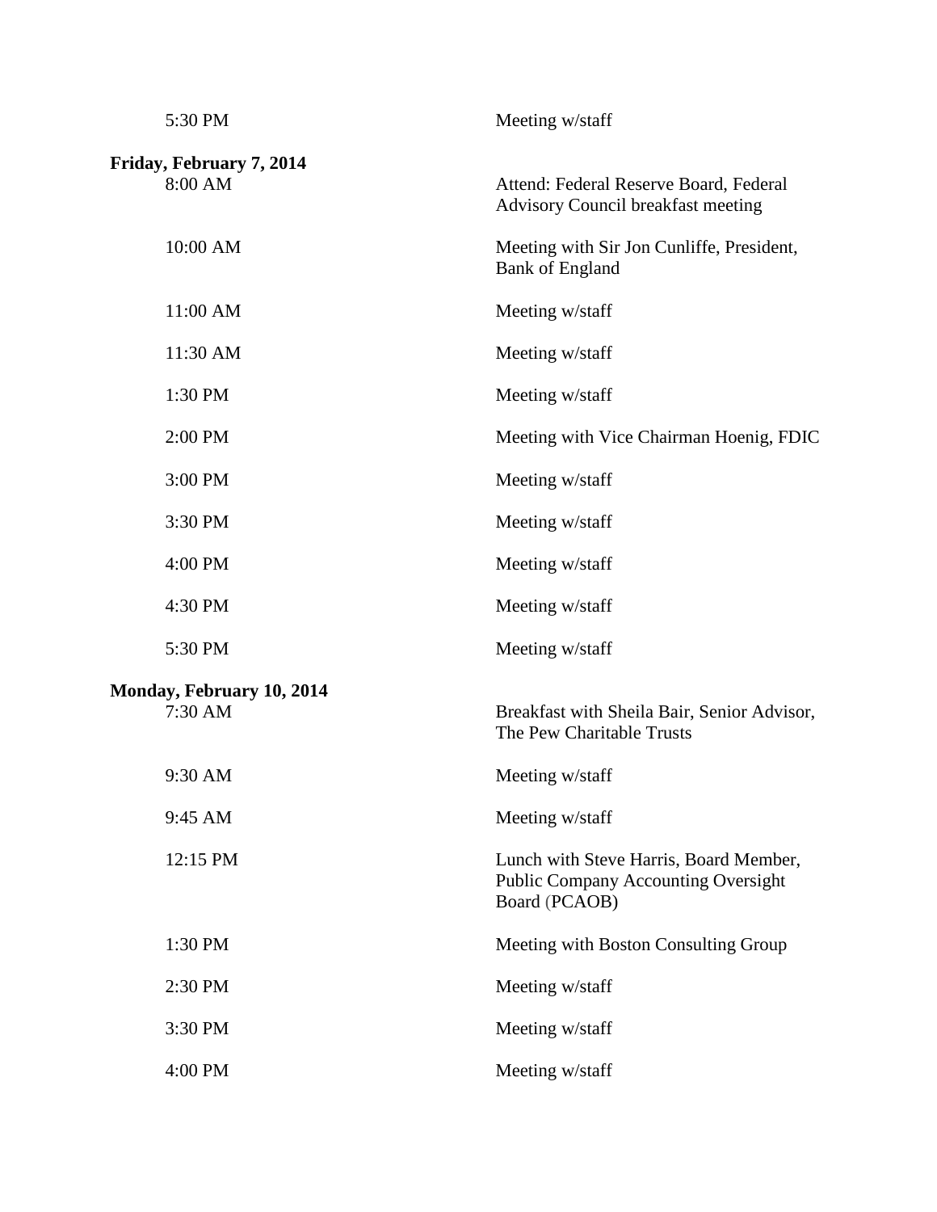| | |
|---|---|
| 5:30 PM | Meeting w/staff |

**Friday, February 7, 2014**

| | |
|---|---|
| 8:00 AM | Attend: Federal Reserve Board, Federal Advisory Council breakfast meeting |
| 10:00 AM | Meeting with Sir Jon Cunliffe, President, Bank of England |
| 11:00 AM | Meeting w/staff |
| 11:30 AM | Meeting w/staff |
| 1:30 PM | Meeting w/staff |
| 2:00 PM | Meeting with Vice Chairman Hoenig, FDIC |
| 3:00 PM | Meeting w/staff |
| 3:30 PM | Meeting w/staff |
| 4:00 PM | Meeting w/staff |
| 4:30 PM | Meeting w/staff |
| 5:30 PM | Meeting w/staff |

**Monday, February 10, 2014**

| | |
|---|---|
| 7:30 AM | Breakfast with Sheila Bair, Senior Advisor, The Pew Charitable Trusts |
| 9:30 AM | Meeting w/staff |
| 9:45 AM | Meeting w/staff |
| 12:15 PM | Lunch with Steve Harris, Board Member, Public Company Accounting Oversight Board (PCAOB) |
| 1:30 PM | Meeting with Boston Consulting Group |
| 2:30 PM | Meeting w/staff |
| 3:30 PM | Meeting w/staff |
| 4:00 PM | Meeting w/staff |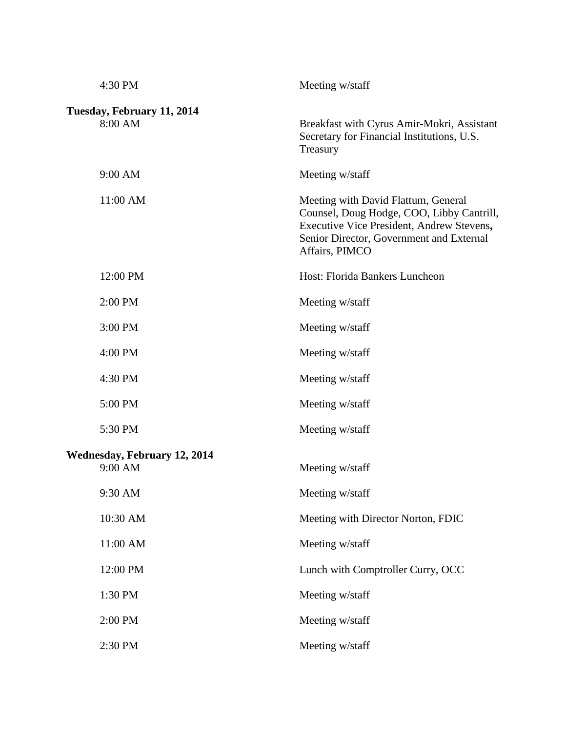| | |
|---|---|
| 4:30 PM | Meeting w/staff |

**Tuesday, February 11, 2014**

| | |
|---|---|
| 8:00 AM | Breakfast with Cyrus Amir-Mokri, Assistant Secretary for Financial Institutions, U.S. Treasury |
| 9:00 AM | Meeting w/staff |
| 11:00 AM | Meeting with David Flattum, General Counsel, Doug Hodge, COO, Libby Cantrill, Executive Vice President, Andrew Stevens, Senior Director, Government and External Affairs, PIMCO |
| 12:00 PM | Host: Florida Bankers Luncheon |
| 2:00 PM | Meeting w/staff |
| 3:00 PM | Meeting w/staff |
| 4:00 PM | Meeting w/staff |
| 4:30 PM | Meeting w/staff |
| 5:00 PM | Meeting w/staff |
| 5:30 PM | Meeting w/staff |

**Wednesday, February 12, 2014**

| | |
|---|---|
| 9:00 AM | Meeting w/staff |
| 9:30 AM | Meeting w/staff |
| 10:30 AM | Meeting with Director Norton, FDIC |
| 11:00 AM | Meeting w/staff |
| 12:00 PM | Lunch with Comptroller Curry, OCC |
| 1:30 PM | Meeting w/staff |
| 2:00 PM | Meeting w/staff |
| 2:30 PM | Meeting w/staff |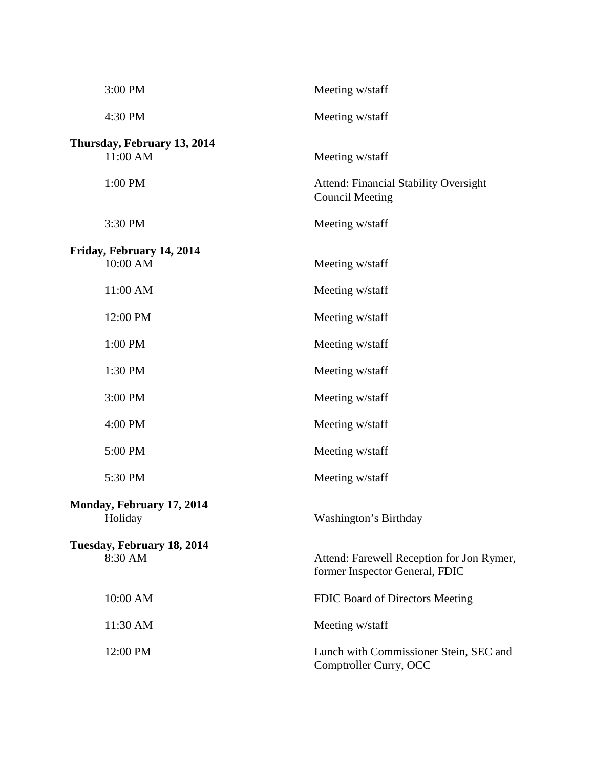| | |
|---|---|
| 3:00 PM | Meeting w/staff |
| 4:30 PM | Meeting w/staff |

**Thursday, February 13, 2014**

| | |
|---|---|
| 11:00 AM | Meeting w/staff |
| 1:00 PM | Attend: Financial Stability Oversight Council Meeting |
| 3:30 PM | Meeting w/staff |

**Friday, February 14, 2014**

| | |
|---|---|
| 10:00 AM | Meeting w/staff |
| 11:00 AM | Meeting w/staff |
| 12:00 PM | Meeting w/staff |
| 1:00 PM | Meeting w/staff |
| 1:30 PM | Meeting w/staff |
| 3:00 PM | Meeting w/staff |
| 4:00 PM | Meeting w/staff |
| 5:00 PM | Meeting w/staff |
| 5:30 PM | Meeting w/staff |

**Monday, February 17, 2014**

| | |
|---|---|
| Holiday | Washington's Birthday |

**Tuesday, February 18, 2014**

| | |
|---|---|
| 8:30 AM | Attend: Farewell Reception for Jon Rymer, former Inspector General, FDIC |
| 10:00 AM | FDIC Board of Directors Meeting |
| 11:30 AM | Meeting w/staff |
| 12:00 PM | Lunch with Commissioner Stein, SEC and Comptroller Curry, OCC |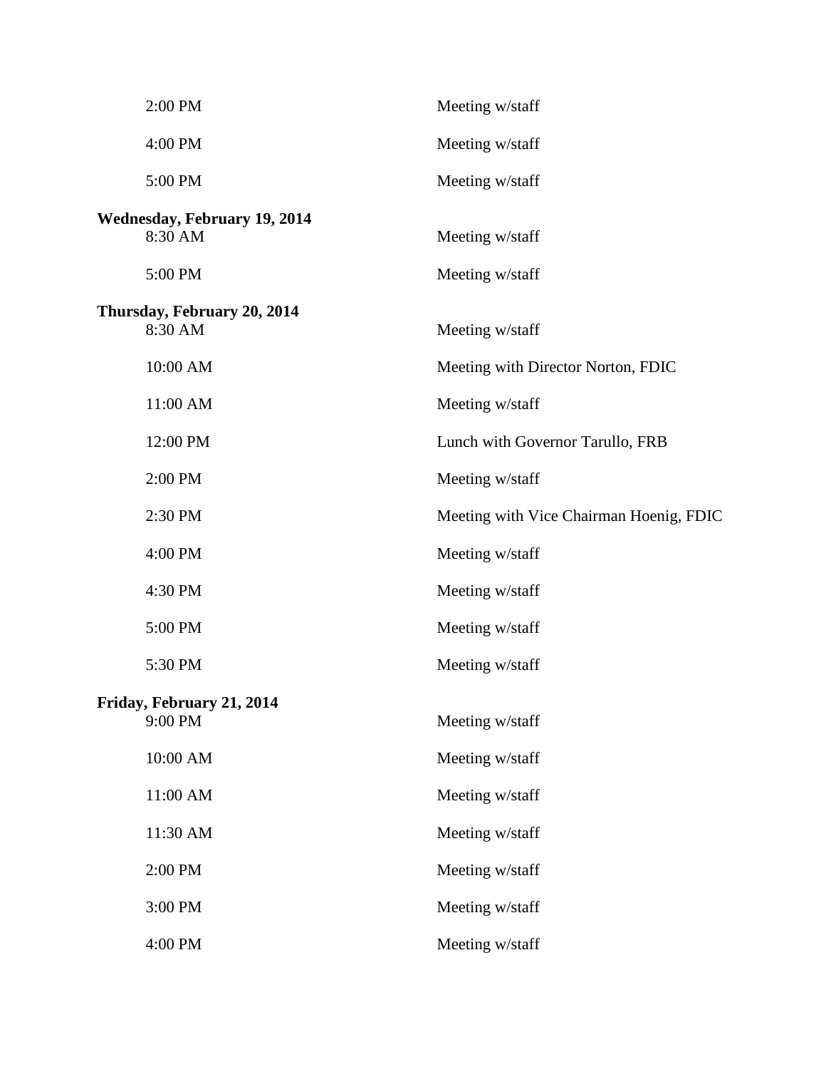| | |
|---|---|
| 2:00 PM | Meeting w/staff |
| 4:00 PM | Meeting w/staff |
| 5:00 PM | Meeting w/staff |

**Wednesday, February 19, 2014**

| | |
|---|---|
| 8:30 AM | Meeting w/staff |
| 5:00 PM | Meeting w/staff |

**Thursday, February 20, 2014**

| | |
|---|---|
| 8:30 AM | Meeting w/staff |
| 10:00 AM | Meeting with Director Norton, FDIC |
| 11:00 AM | Meeting w/staff |
| 12:00 PM | Lunch with Governor Tarullo, FRB |
| 2:00 PM | Meeting w/staff |
| 2:30 PM | Meeting with Vice Chairman Hoenig, FDIC |
| 4:00 PM | Meeting w/staff |
| 4:30 PM | Meeting w/staff |
| 5:00 PM | Meeting w/staff |
| 5:30 PM | Meeting w/staff |

**Friday, February 21, 2014**

| | |
|---|---|
| 9:00 PM | Meeting w/staff |
| 10:00 AM | Meeting w/staff |
| 11:00 AM | Meeting w/staff |
| 11:30 AM | Meeting w/staff |
| 2:00 PM | Meeting w/staff |
| 3:00 PM | Meeting w/staff |
| 4:00 PM | Meeting w/staff |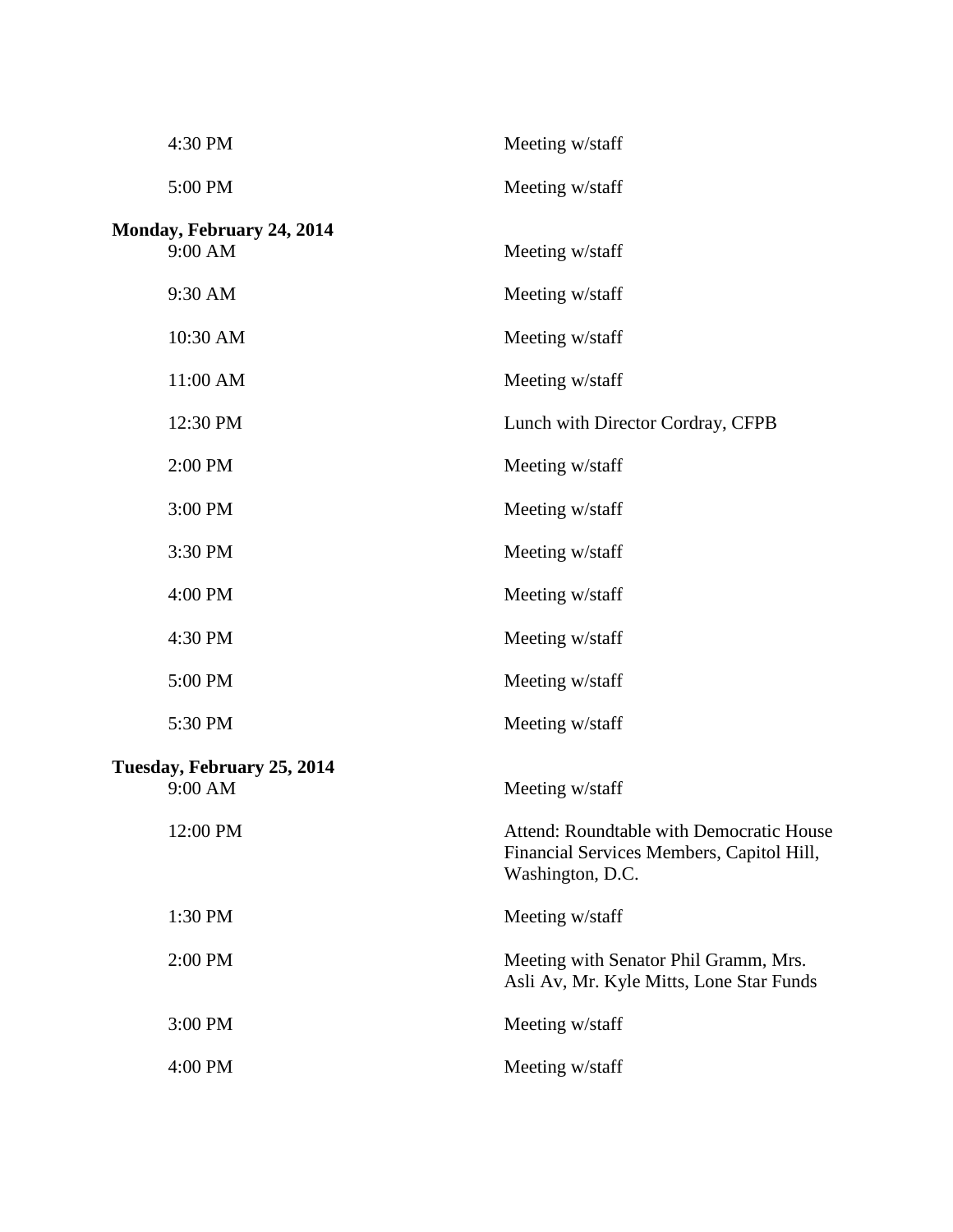| | |
|---|---|
| 4:30 PM | Meeting w/staff |
| 5:00 PM | Meeting w/staff |

**Monday, February 24, 2014**

| | |
|---|---|
| 9:00 AM | Meeting w/staff |
| 9:30 AM | Meeting w/staff |
| 10:30 AM | Meeting w/staff |
| 11:00 AM | Meeting w/staff |
| 12:30 PM | Lunch with Director Cordray, CFPB |
| 2:00 PM | Meeting w/staff |
| 3:00 PM | Meeting w/staff |
| 3:30 PM | Meeting w/staff |
| 4:00 PM | Meeting w/staff |
| 4:30 PM | Meeting w/staff |
| 5:00 PM | Meeting w/staff |
| 5:30 PM | Meeting w/staff |

**Tuesday, February 25, 2014**

| | |
|---|---|
| 9:00 AM | Meeting w/staff |
| 12:00 PM | Attend: Roundtable with Democratic House Financial Services Members, Capitol Hill, Washington, D.C. |
| 1:30 PM | Meeting w/staff |
| 2:00 PM | Meeting with Senator Phil Gramm, Mrs. Asli Av, Mr. Kyle Mitts, Lone Star Funds |
| 3:00 PM | Meeting w/staff |
| 4:00 PM | Meeting w/staff |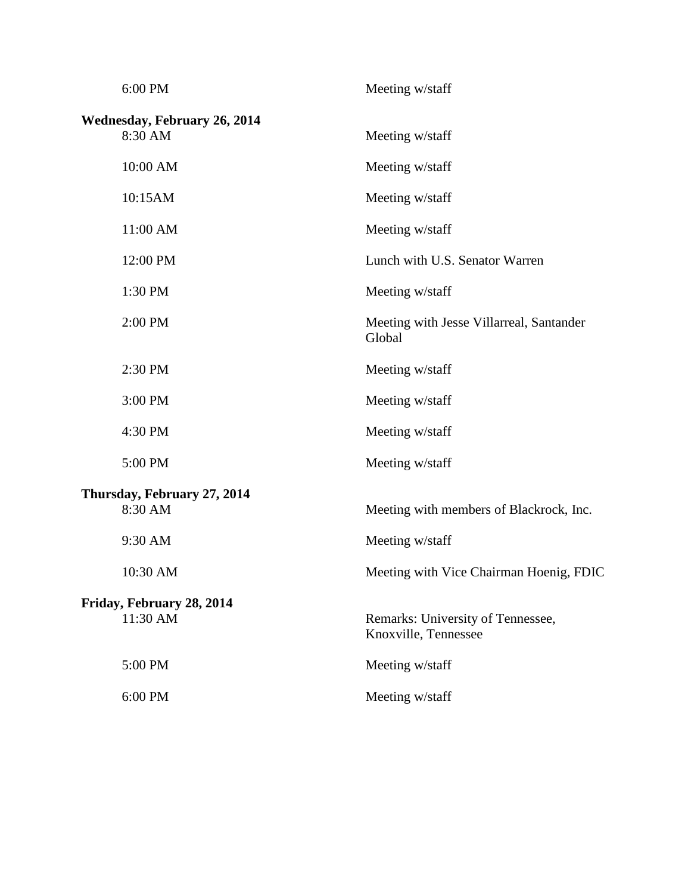| | |
|---|---|
| 6:00 PM | Meeting w/staff |

**Wednesday, February 26, 2014**

| | |
|---|---|
| 8:30 AM | Meeting w/staff |
| 10:00 AM | Meeting w/staff |
| 10:15AM | Meeting w/staff |
| 11:00 AM | Meeting w/staff |
| 12:00 PM | Lunch with U.S. Senator Warren |
| 1:30 PM | Meeting w/staff |
| 2:00 PM | Meeting with Jesse Villarreal, Santander Global |
| 2:30 PM | Meeting w/staff |
| 3:00 PM | Meeting w/staff |
| 4:30 PM | Meeting w/staff |
| 5:00 PM | Meeting w/staff |

**Thursday, February 27, 2014**

| | |
|---|---|
| 8:30 AM | Meeting with members of Blackrock, Inc. |
| 9:30 AM | Meeting w/staff |
| 10:30 AM | Meeting with Vice Chairman Hoenig, FDIC |

**Friday, February 28, 2014**

| | |
|---|---|
| 11:30 AM | Remarks: University of Tennessee, Knoxville, Tennessee |
| 5:00 PM | Meeting w/staff |
| 6:00 PM | Meeting w/staff |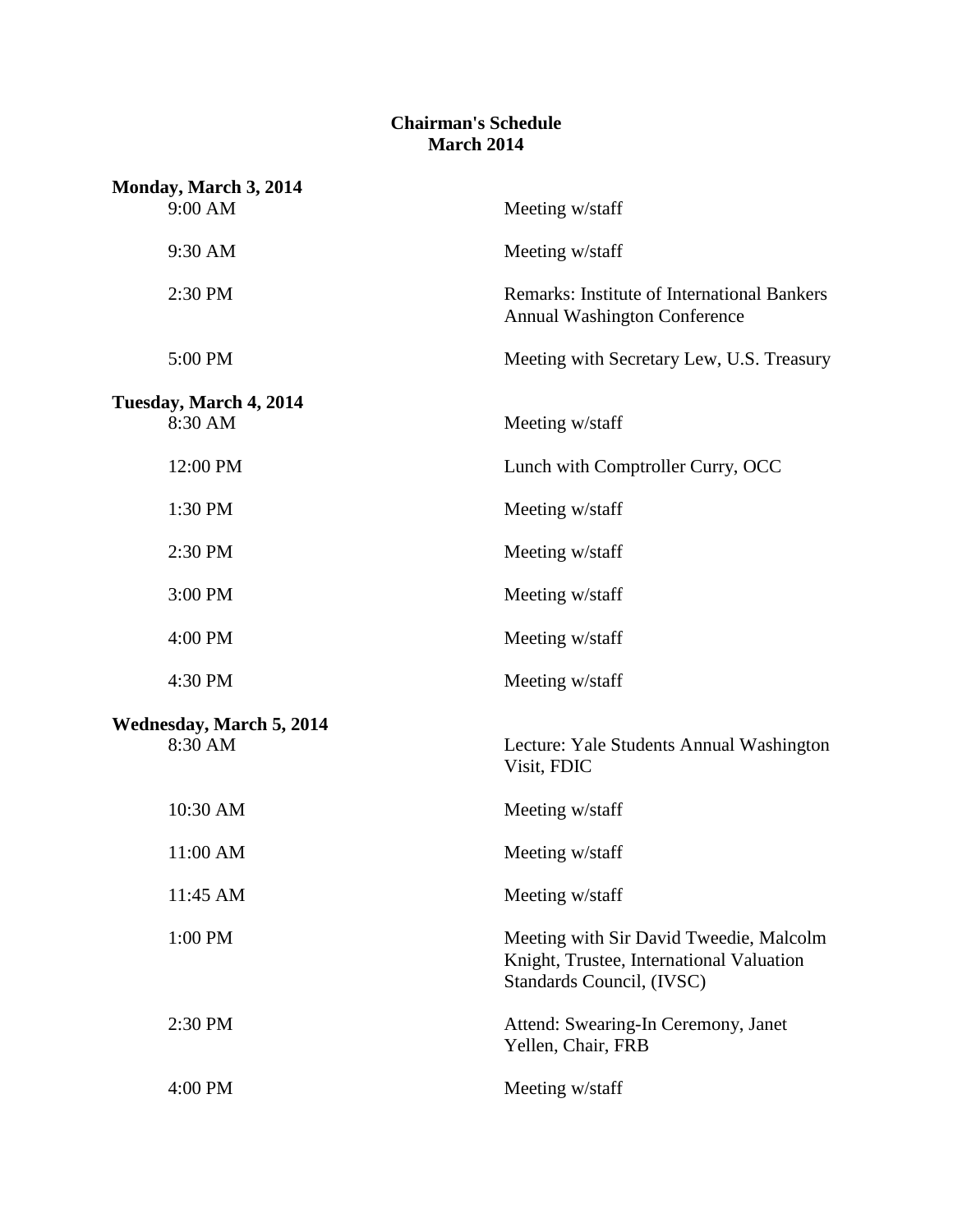# Chairman's Schedule
## March 2014

**Monday, March 3, 2014**

| | |
|---|---|
| 9:00 AM | Meeting w/staff |
| 9:30 AM | Meeting w/staff |
| 2:30 PM | Remarks: Institute of International Bankers Annual Washington Conference |
| 5:00 PM | Meeting with Secretary Lew, U.S. Treasury |

**Tuesday, March 4, 2014**

| | |
|---|---|
| 8:30 AM | Meeting w/staff |
| 12:00 PM | Lunch with Comptroller Curry, OCC |
| 1:30 PM | Meeting w/staff |
| 2:30 PM | Meeting w/staff |
| 3:00 PM | Meeting w/staff |
| 4:00 PM | Meeting w/staff |
| 4:30 PM | Meeting w/staff |

**Wednesday, March 5, 2014**

| | |
|---|---|
| 8:30 AM | Lecture: Yale Students Annual Washington Visit, FDIC |
| 10:30 AM | Meeting w/staff |
| 11:00 AM | Meeting w/staff |
| 11:45 AM | Meeting w/staff |
| 1:00 PM | Meeting with Sir David Tweedie, Malcolm Knight, Trustee, International Valuation Standards Council, (IVSC) |
| 2:30 PM | Attend: Swearing-In Ceremony, Janet Yellen, Chair, FRB |
| 4:00 PM | Meeting w/staff |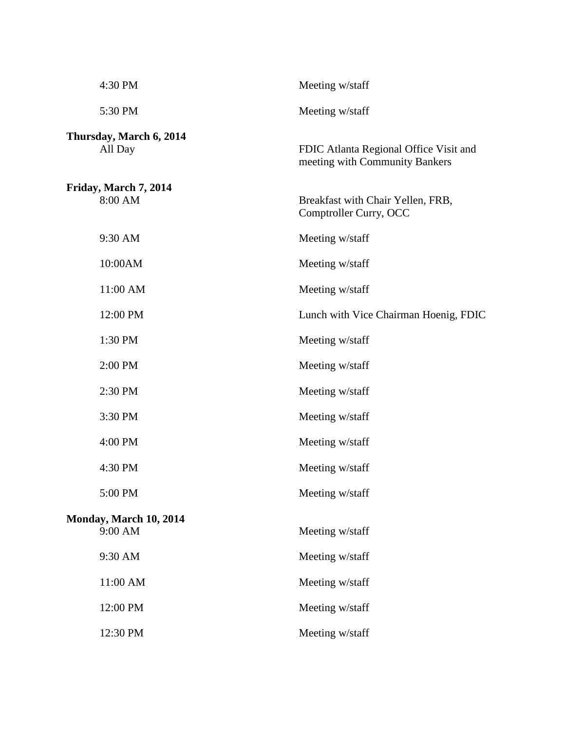| | |
|---|---|
| 4:30 PM | Meeting w/staff |
| 5:30 PM | Meeting w/staff |

**Thursday, March 6, 2014**

| | |
|---|---|
| All Day | FDIC Atlanta Regional Office Visit and meeting with Community Bankers |

**Friday, March 7, 2014**

| | |
|---|---|
| 8:00 AM | Breakfast with Chair Yellen, FRB, Comptroller Curry, OCC |
| 9:30 AM | Meeting w/staff |
| 10:00AM | Meeting w/staff |
| 11:00 AM | Meeting w/staff |
| 12:00 PM | Lunch with Vice Chairman Hoenig, FDIC |
| 1:30 PM | Meeting w/staff |
| 2:00 PM | Meeting w/staff |
| 2:30 PM | Meeting w/staff |
| 3:30 PM | Meeting w/staff |
| 4:00 PM | Meeting w/staff |
| 4:30 PM | Meeting w/staff |
| 5:00 PM | Meeting w/staff |

**Monday, March 10, 2014**

| | |
|---|---|
| 9:00 AM | Meeting w/staff |
| 9:30 AM | Meeting w/staff |
| 11:00 AM | Meeting w/staff |
| 12:00 PM | Meeting w/staff |
| 12:30 PM | Meeting w/staff |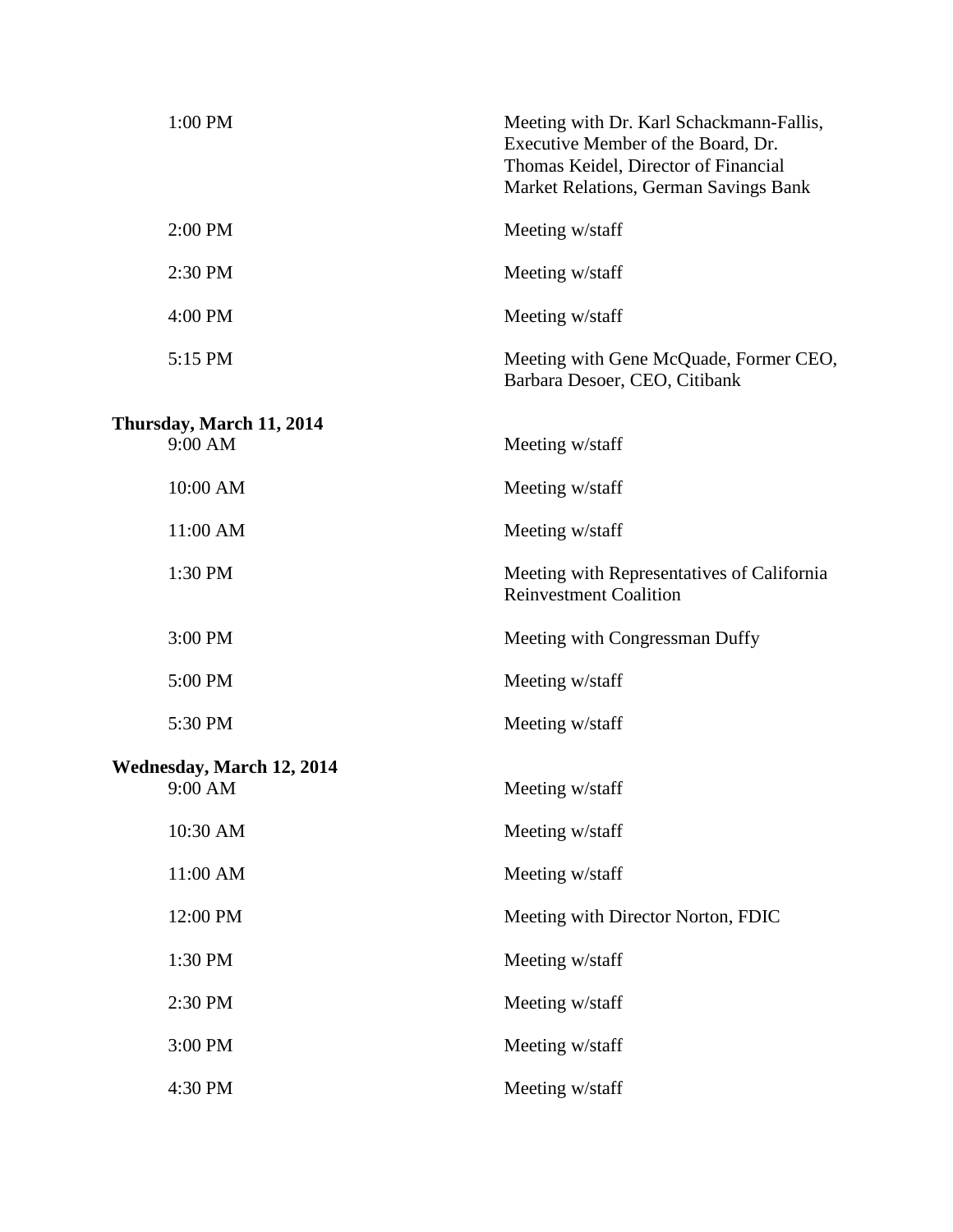| | |
|---|---|
| 1:00 PM | Meeting with Dr. Karl Schackmann-Fallis, Executive Member of the Board, Dr. Thomas Keidel, Director of Financial Market Relations, German Savings Bank |
| 2:00 PM | Meeting w/staff |
| 2:30 PM | Meeting w/staff |
| 4:00 PM | Meeting w/staff |
| 5:15 PM | Meeting with Gene McQuade, Former CEO, Barbara Desoer, CEO, Citibank |

**Thursday, March 11, 2014**

| | |
|---|---|
| 9:00 AM | Meeting w/staff |
| 10:00 AM | Meeting w/staff |
| 11:00 AM | Meeting w/staff |
| 1:30 PM | Meeting with Representatives of California Reinvestment Coalition |
| 3:00 PM | Meeting with Congressman Duffy |
| 5:00 PM | Meeting w/staff |
| 5:30 PM | Meeting w/staff |

**Wednesday, March 12, 2014**

| | |
|---|---|
| 9:00 AM | Meeting w/staff |
| 10:30 AM | Meeting w/staff |
| 11:00 AM | Meeting w/staff |
| 12:00 PM | Meeting with Director Norton, FDIC |
| 1:30 PM | Meeting w/staff |
| 2:30 PM | Meeting w/staff |
| 3:00 PM | Meeting w/staff |
| 4:30 PM | Meeting w/staff |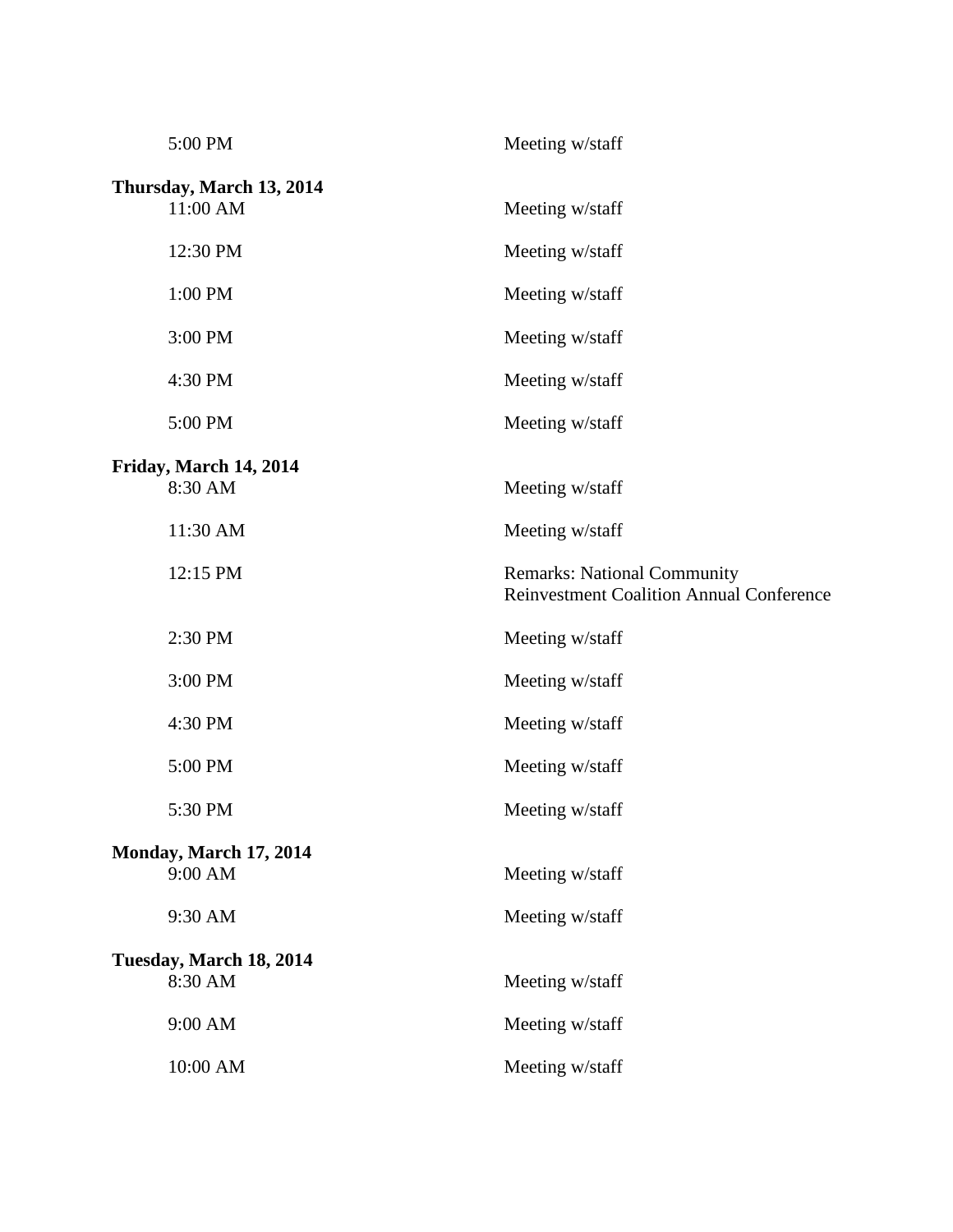5:00 PM Meeting w/staff

**Thursday, March 13, 2014**

11:00 AM Meeting w/staff

12:30 PM Meeting w/staff

1:00 PM Meeting w/staff

3:00 PM Meeting w/staff

4:30 PM Meeting w/staff

5:00 PM Meeting w/staff

**Friday, March 14, 2014**

8:30 AM Meeting w/staff

11:30 AM Meeting w/staff

12:15 PM Remarks: National Community Reinvestment Coalition Annual Conference

2:30 PM Meeting w/staff

3:00 PM Meeting w/staff

4:30 PM Meeting w/staff

5:00 PM Meeting w/staff

5:30 PM Meeting w/staff

**Monday, March 17, 2014**

9:00 AM Meeting w/staff

9:30 AM Meeting w/staff

**Tuesday, March 18, 2014**

8:30 AM Meeting w/staff

9:00 AM Meeting w/staff

10:00 AM Meeting w/staff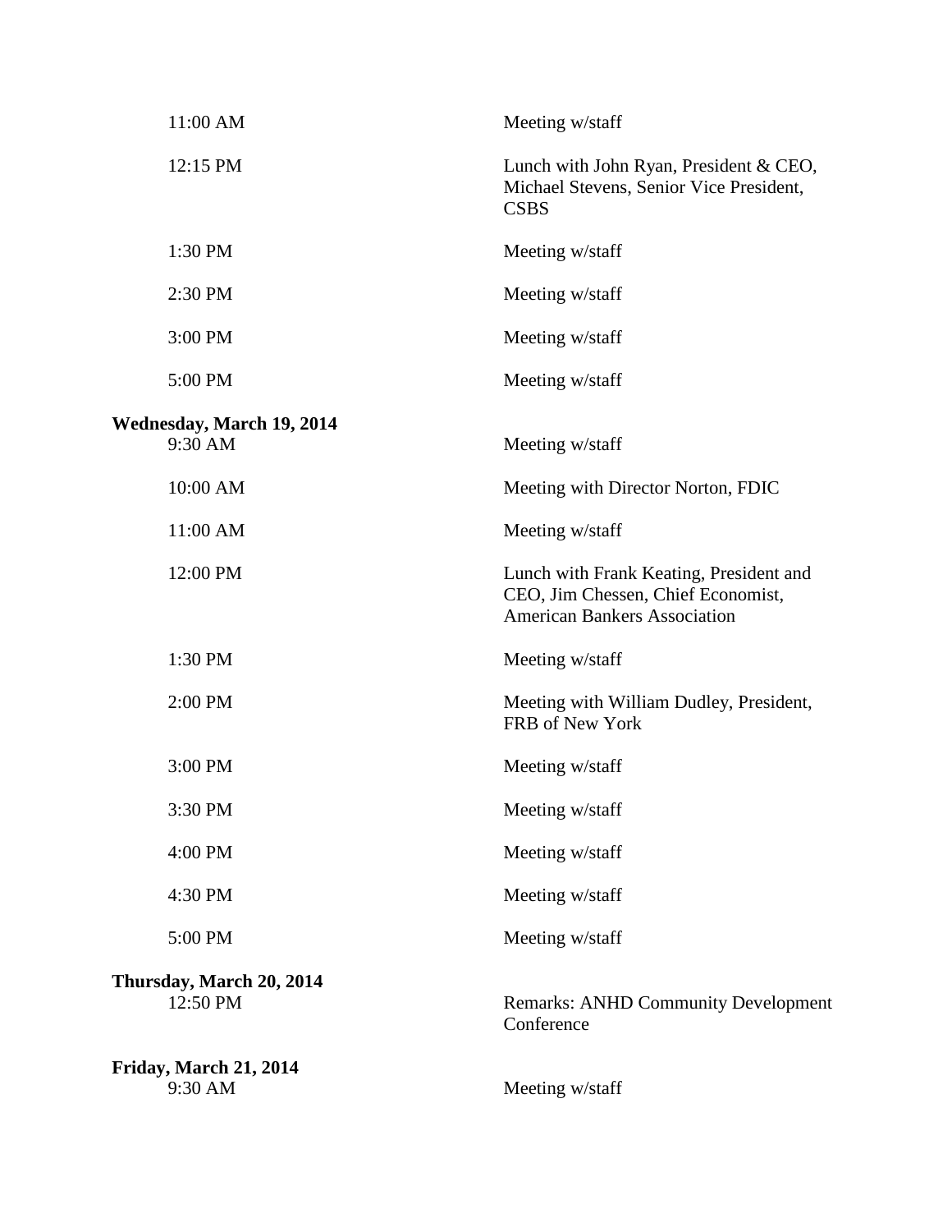| | |
|---|---|
| 11:00 AM | Meeting w/staff |
| 12:15 PM | Lunch with John Ryan, President & CEO, Michael Stevens, Senior Vice President, CSBS |
| 1:30 PM | Meeting w/staff |
| 2:30 PM | Meeting w/staff |
| 3:00 PM | Meeting w/staff |
| 5:00 PM | Meeting w/staff |

**Wednesday, March 19, 2014**

| | |
|---|---|
| 9:30 AM | Meeting w/staff |
| 10:00 AM | Meeting with Director Norton, FDIC |
| 11:00 AM | Meeting w/staff |
| 12:00 PM | Lunch with Frank Keating, President and CEO, Jim Chessen, Chief Economist, American Bankers Association |
| 1:30 PM | Meeting w/staff |
| 2:00 PM | Meeting with William Dudley, President, FRB of New York |
| 3:00 PM | Meeting w/staff |
| 3:30 PM | Meeting w/staff |
| 4:00 PM | Meeting w/staff |
| 4:30 PM | Meeting w/staff |
| 5:00 PM | Meeting w/staff |

**Thursday, March 20, 2014**

| | |
|---|---|
| 12:50 PM | Remarks: ANHD Community Development Conference |

**Friday, March 21, 2014**

| | |
|---|---|
| 9:30 AM | Meeting w/staff |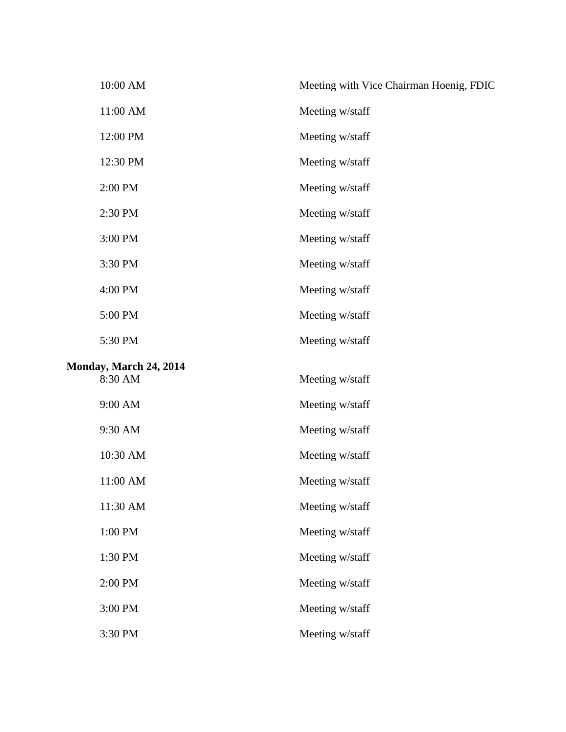| | |
|---|---|
| 10:00 AM | Meeting with Vice Chairman Hoenig, FDIC |
| 11:00 AM | Meeting w/staff |
| 12:00 PM | Meeting w/staff |
| 12:30 PM | Meeting w/staff |
| 2:00 PM | Meeting w/staff |
| 2:30 PM | Meeting w/staff |
| 3:00 PM | Meeting w/staff |
| 3:30 PM | Meeting w/staff |
| 4:00 PM | Meeting w/staff |
| 5:00 PM | Meeting w/staff |
| 5:30 PM | Meeting w/staff |

**Monday, March 24, 2014**

| | |
|---|---|
| 8:30 AM | Meeting w/staff |
| 9:00 AM | Meeting w/staff |
| 9:30 AM | Meeting w/staff |
| 10:30 AM | Meeting w/staff |
| 11:00 AM | Meeting w/staff |
| 11:30 AM | Meeting w/staff |
| 1:00 PM | Meeting w/staff |
| 1:30 PM | Meeting w/staff |
| 2:00 PM | Meeting w/staff |
| 3:00 PM | Meeting w/staff |
| 3:30 PM | Meeting w/staff |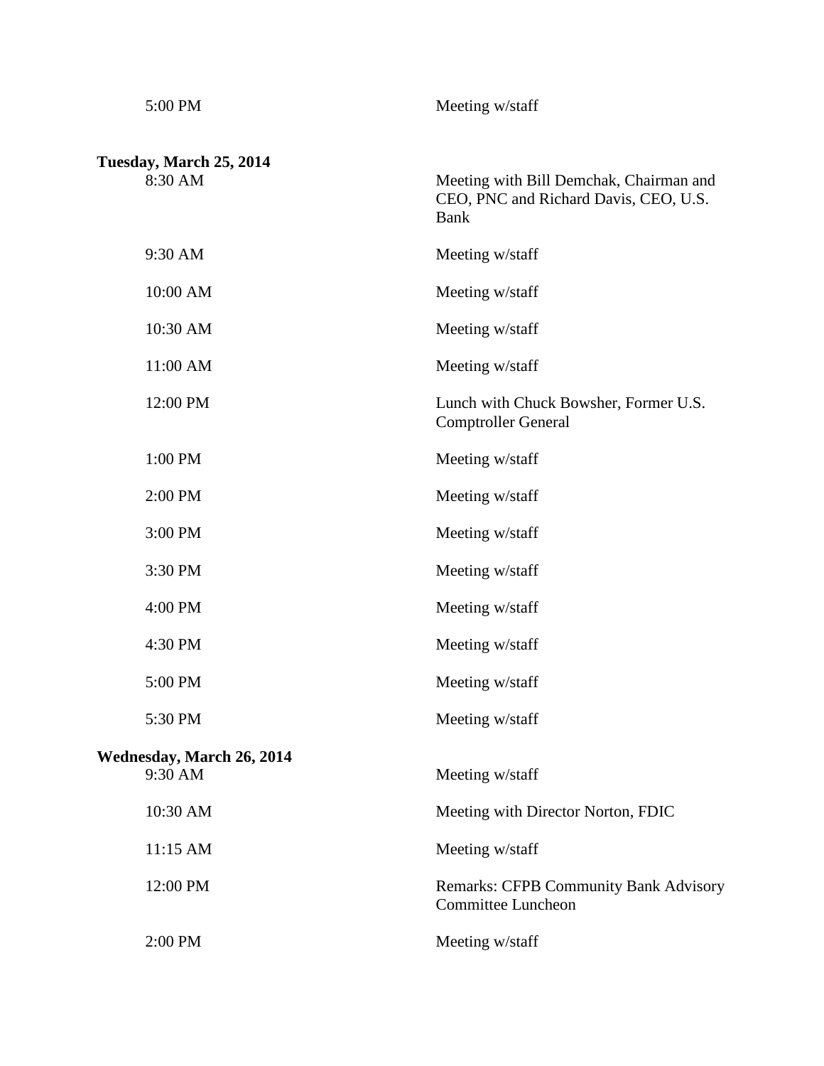| | |
|---|---|
| 5:00 PM | Meeting w/staff |

**Tuesday, March 25, 2014**

| | |
|---|---|
| 8:30 AM | Meeting with Bill Demchak, Chairman and CEO, PNC and Richard Davis, CEO, U.S. Bank |
| 9:30 AM | Meeting w/staff |
| 10:00 AM | Meeting w/staff |
| 10:30 AM | Meeting w/staff |
| 11:00 AM | Meeting w/staff |
| 12:00 PM | Lunch with Chuck Bowsher, Former U.S. Comptroller General |
| 1:00 PM | Meeting w/staff |
| 2:00 PM | Meeting w/staff |
| 3:00 PM | Meeting w/staff |
| 3:30 PM | Meeting w/staff |
| 4:00 PM | Meeting w/staff |
| 4:30 PM | Meeting w/staff |
| 5:00 PM | Meeting w/staff |
| 5:30 PM | Meeting w/staff |

**Wednesday, March 26, 2014**

| | |
|---|---|
| 9:30 AM | Meeting w/staff |
| 10:30 AM | Meeting with Director Norton, FDIC |
| 11:15 AM | Meeting w/staff |
| 12:00 PM | Remarks: CFPB Community Bank Advisory Committee Luncheon |
| 2:00 PM | Meeting w/staff |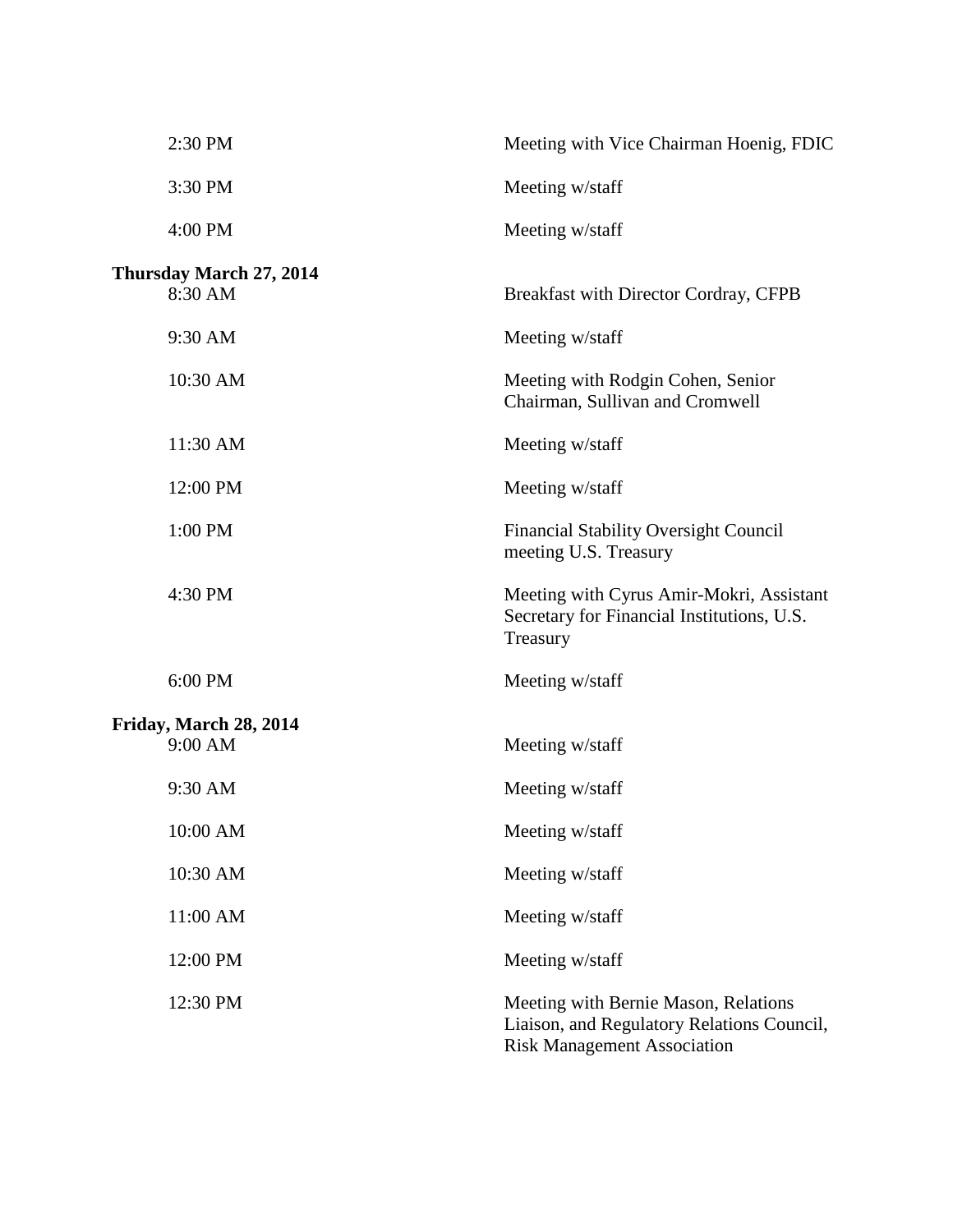| | |
|---|---|
| 2:30 PM | Meeting with Vice Chairman Hoenig, FDIC |
| 3:30 PM | Meeting w/staff |
| 4:00 PM | Meeting w/staff |

**Thursday March 27, 2014**

| | |
|---|---|
| 8:30 AM | Breakfast with Director Cordray, CFPB |
| 9:30 AM | Meeting w/staff |
| 10:30 AM | Meeting with Rodgin Cohen, Senior Chairman, Sullivan and Cromwell |
| 11:30 AM | Meeting w/staff |
| 12:00 PM | Meeting w/staff |
| 1:00 PM | Financial Stability Oversight Council meeting U.S. Treasury |
| 4:30 PM | Meeting with Cyrus Amir-Mokri, Assistant Secretary for Financial Institutions, U.S. Treasury |
| 6:00 PM | Meeting w/staff |

**Friday, March 28, 2014**

| | |
|---|---|
| 9:00 AM | Meeting w/staff |
| 9:30 AM | Meeting w/staff |
| 10:00 AM | Meeting w/staff |
| 10:30 AM | Meeting w/staff |
| 11:00 AM | Meeting w/staff |
| 12:00 PM | Meeting w/staff |
| 12:30 PM | Meeting with Bernie Mason, Relations Liaison, and Regulatory Relations Council, Risk Management Association |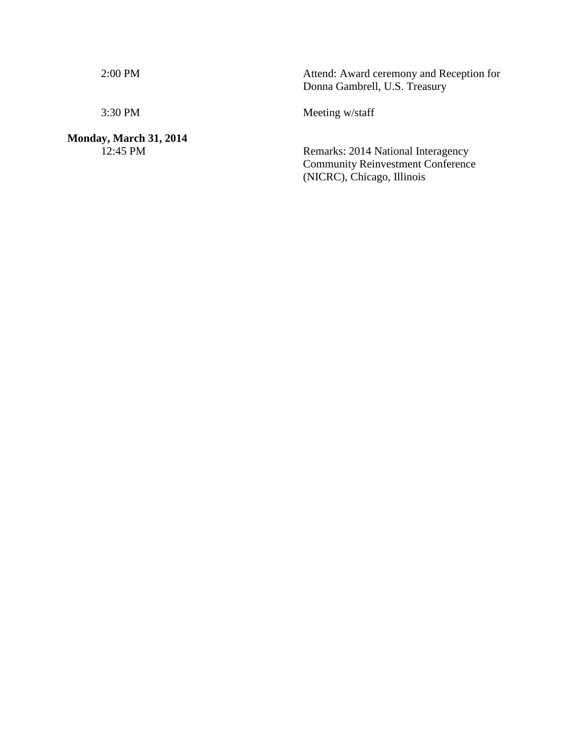| | |
|---|---|
| 2:00 PM | Attend: Award ceremony and Reception for Donna Gambrell, U.S. Treasury |
| 3:30 PM | Meeting w/staff |

**Monday, March 31, 2014**

| | |
|---|---|
| 12:45 PM | Remarks: 2014 National Interagency Community Reinvestment Conference (NICRC), Chicago, Illinois |